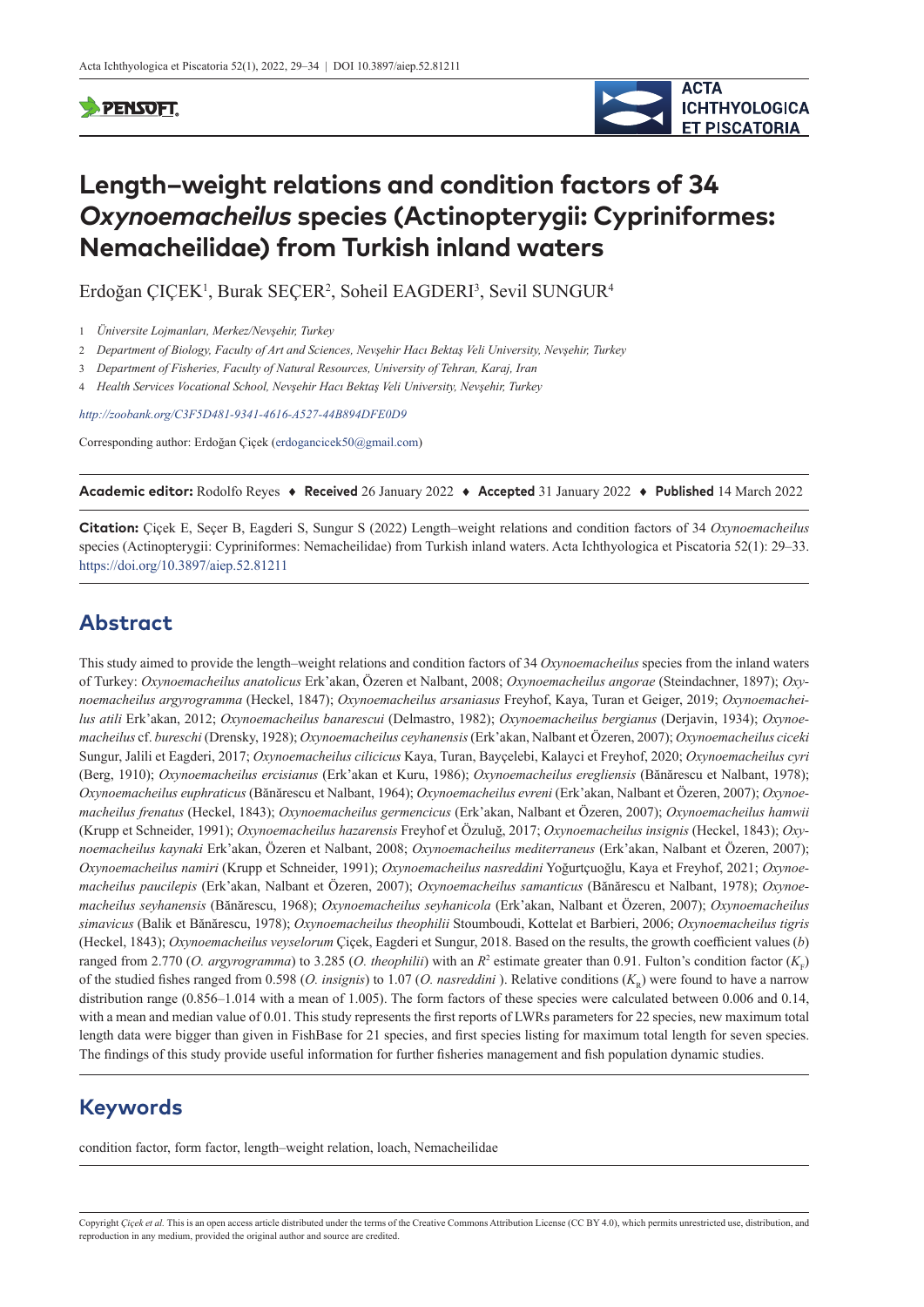# Length–weight relations and condition factors of 34 *Oxynoemacheilus* species (Actinopterygii: Cypriniformes: Nemacheilidae) from Turkish inland waters

Erdoğan ÇIÇEK[1], Burak SEÇER[2], Soheil EAGDERI[3], Sevil SUNGUR[4]

1 *Üniversite Lojmanları, Merkez/Nevşehir, Turkey*

2 *Department of Biology, Faculty of Art and Sciences, Nevşehir Hacı Bektaş Veli University, Nevşehir, Turkey*

3 *Department of Fisheries, Faculty of Natural Resources, University of Tehran, Karaj, Iran*

4 *Health Services Vocational School, Nevşehir Hacı Bektaş Veli University, Nevşehir, Turkey*

*http://zoobank.org/C3F5D481-9341-4616-A527-44B894DFE0D9*

Corresponding author: Erdoğan Çiçek (erdogancicek50@gmail.com)

**Academic editor:** Rodolfo Reyes ♦ **Received** 26 January 2022 ♦ **Accepted** 31 January 2022 ♦ **Published** 14 March 2022

**Citation:** Çiçek E, Seçer B, Eagderi S, Sungur S (2022) Length–weight relations and condition factors of 34 *Oxynoemacheilus* species (Actinopterygii: Cypriniformes: Nemacheilidae) from Turkish inland waters. Acta Ichthyologica et Piscatoria 52(1): 29–33. https://doi.org/10.3897/aiep.52.81211

## Abstract

This study aimed to provide the length–weight relations and condition factors of 34 *Oxynoemacheilus* species from the inland waters of Turkey: *Oxynoemacheilus anatolicus* Erk'akan, Özeren et Nalbant, 2008; *Oxynoemacheilus angorae* (Steindachner, 1897); *Oxynoemacheilus argyrogramma* (Heckel, 1847); *Oxynoemacheilus arsaniasus* Freyhof, Kaya, Turan et Geiger, 2019; *Oxynoemacheilus atili* Erk'akan, 2012; *Oxynoemacheilus banarescui* (Delmastro, 1982); *Oxynoemacheilus bergianus* (Derjavin, 1934); *Oxynoemacheilus* cf. *bureschi* (Drensky, 1928); *Oxynoemacheilus ceyhanensis* (Erk'akan, Nalbant et Özeren, 2007); *Oxynoemacheilus ciceki* Sungur, Jalili et Eagderi, 2017; *Oxynoemacheilus cilicicus* Kaya, Turan, Bayçelebi, Kalayci et Freyhof, 2020; *Oxynoemacheilus cyri* (Berg, 1910); *Oxynoemacheilus ercisianus* (Erk'akan et Kuru, 1986); *Oxynoemacheilus eregliensis* (Bănărescu et Nalbant, 1978); *Oxynoemacheilus euphraticus* (Bănărescu et Nalbant, 1964); *Oxynoemacheilus evreni* (Erk'akan, Nalbant et Özeren, 2007); *Oxynoemacheilus frenatus* (Heckel, 1843); *Oxynoemacheilus germencicus* (Erk'akan, Nalbant et Özeren, 2007); *Oxynoemacheilus hamwii* (Krupp et Schneider, 1991); *Oxynoemacheilus hazarensis* Freyhof et Özuluğ, 2017; *Oxynoemacheilus insignis* (Heckel, 1843); *Oxynoemacheilus kaynaki* Erk'akan, Özeren et Nalbant, 2008; *Oxynoemacheilus mediterraneus* (Erk'akan, Nalbant et Özeren, 2007); *Oxynoemacheilus namiri* (Krupp et Schneider, 1991); *Oxynoemacheilus nasreddini* Yoğurtçuoğlu, Kaya et Freyhof, 2021; *Oxynoemacheilus paucilepis* (Erk'akan, Nalbant et Özeren, 2007); *Oxynoemacheilus samanticus* (Bănărescu et Nalbant, 1978); *Oxynoemacheilus seyhanensis* (Bănărescu, 1968); *Oxynoemacheilus seyhanicola* (Erk'akan, Nalbant et Özeren, 2007); *Oxynoemacheilus simavicus* (Balik et Bănărescu, 1978); *Oxynoemacheilus theophilii* Stoumboudi, Kottelat et Barbieri, 2006; *Oxynoemacheilus tigris* (Heckel, 1843); *Oxynoemacheilus veyselorum* Çiçek, Eagderi et Sungur, 2018. Based on the results, the growth coefficient values ($b$) ranged from 2.770 (*O. argyrogramma*) to 3.285 (*O. theophilii*) with an $R^2$ estimate greater than 0.91. Fulton's condition factor ($K_F$) of the studied fishes ranged from 0.598 (*O. insignis*) to 1.07 (*O. nasreddini* ). Relative conditions ($K_R$) were found to have a narrow distribution range (0.856–1.014 with a mean of 1.005). The form factors of these species were calculated between 0.006 and 0.14, with a mean and median value of 0.01. This study represents the first reports of LWRs parameters for 22 species, new maximum total length data were bigger than given in FishBase for 21 species, and first species listing for maximum total length for seven species. The findings of this study provide useful information for further fisheries management and fish population dynamic studies.

## Keywords

condition factor, form factor, length–weight relation, loach, Nemacheilidae

Copyright *Çiçek et al.* This is an open access article distributed under the terms of the Creative Commons Attribution License (CC BY 4.0), which permits unrestricted use, distribution, and reproduction in any medium, provided the original author and source are credited.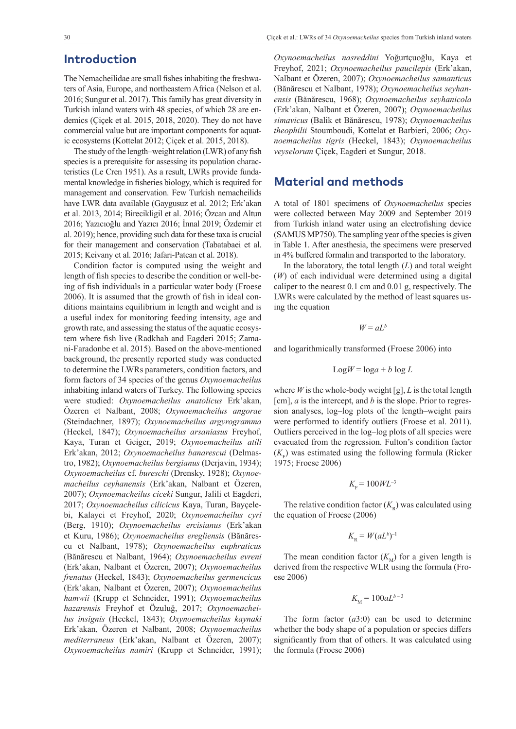## Introduction

The Nemacheilidae are small fishes inhabiting the freshwaters of Asia, Europe, and northeastern Africa (Nelson et al. 2016; Sungur et al. 2017). This family has great diversity in Turkish inland waters with 48 species, of which 28 are endemics (Çiçek et al. 2015, 2018, 2020). They do not have commercial value but are important components for aquatic ecosystems (Kottelat 2012; Çiçek et al. 2015, 2018).

The study of the length–weight relation (LWR) of any fish species is a prerequisite for assessing its population characteristics (Le Cren 1951). As a result, LWRs provide fundamental knowledge in fisheries biology, which is required for management and conservation. Few Turkish nemacheilids have LWR data available (Gaygusuz et al. 2012; Erk'akan et al. 2013, 2014; Birecikligil et al. 2016; Özcan and Altun 2016; Yazıcıoğlu and Yazıcı 2016; İnnal 2019; Özdemir et al. 2019); hence, providing such data for these taxa is crucial for their management and conservation (Tabatabaei et al. 2015; Keivany et al. 2016; Jafari-Patcan et al. 2018).

Condition factor is computed using the weight and length of fish species to describe the condition or well-being of fish individuals in a particular water body (Froese 2006). It is assumed that the growth of fish in ideal conditions maintains equilibrium in length and weight and is a useful index for monitoring feeding intensity, age and growth rate, and assessing the status of the aquatic ecosystem where fish live (Radkhah and Eagderi 2015; Zamani-Faradonbe et al. 2015). Based on the above-mentioned background, the presently reported study was conducted to determine the LWRs parameters, condition factors, and form factors of 34 species of the genus *Oxynoemacheilus* inhabiting inland waters of Turkey. The following species were studied: *Oxynoemacheilus anatolicus* Erk'akan, Özeren et Nalbant, 2008; *Oxynoemacheilus angorae* (Steindachner, 1897); *Oxynoemacheilus argyrogramma* (Heckel, 1847); *Oxynoemacheilus arsaniasus* Freyhof, Kaya, Turan et Geiger, 2019; *Oxynoemacheilus atili* Erk'akan, 2012; *Oxynoemacheilus banarescui* (Delmastro, 1982); *Oxynoemacheilus bergianus* (Derjavin, 1934); *Oxynoemacheilus* cf. *bureschi* (Drensky, 1928); *Oxynoemacheilus ceyhanensis* (Erk'akan, Nalbant et Özeren, 2007); *Oxynoemacheilus ciceki* Sungur, Jalili et Eagderi, 2017; *Oxynoemacheilus cilicicus* Kaya, Turan, Bayçelebi, Kalayci et Freyhof, 2020; *Oxynoemacheilus cyri* (Berg, 1910); *Oxynoemacheilus ercisianus* (Erk'akan et Kuru, 1986); *Oxynoemacheilus eregliensis* (Bănărescu et Nalbant, 1978); *Oxynoemacheilus euphraticus* (Bănărescu et Nalbant, 1964); *Oxynoemacheilus evreni* (Erk'akan, Nalbant et Özeren, 2007); *Oxynoemacheilus frenatus* (Heckel, 1843); *Oxynoemacheilus germencicus* (Erk'akan, Nalbant et Özeren, 2007); *Oxynoemacheilus hamwii* (Krupp et Schneider, 1991); *Oxynoemacheilus hazarensis* Freyhof et Özuluğ, 2017; *Oxynoemacheilus insignis* (Heckel, 1843); *Oxynoemacheilus kaynaki* Erk'akan, Özeren et Nalbant, 2008; *Oxynoemacheilus mediterraneus* (Erk'akan, Nalbant et Özeren, 2007); *Oxynoemacheilus namiri* (Krupp et Schneider, 1991); *Oxynoemacheilus nasreddini* Yoğurtçuoğlu, Kaya et Freyhof, 2021; *Oxynoemacheilus paucilepis* (Erk'akan, Nalbant et Özeren, 2007); *Oxynoemacheilus samanticus* (Bănărescu et Nalbant, 1978); *Oxynoemacheilus seyhanensis* (Bănărescu, 1968); *Oxynoemacheilus seyhanicola* (Erk'akan, Nalbant et Özeren, 2007); *Oxynoemacheilus simavicus* (Balik et Bănărescu, 1978); *Oxynoemacheilus theophilii* Stoumboudi, Kottelat et Barbieri, 2006; *Oxynoemacheilus tigris* (Heckel, 1843); *Oxynoemacheilus veyselorum* Çiçek, Eagderi et Sungur, 2018.

## Material and methods

A total of 1801 specimens of *Oxynoemacheilus* species were collected between May 2009 and September 2019 from Turkish inland water using an electrofishing device (SAMUS MP750). The sampling year of the species is given in Table 1. After anesthesia, the specimens were preserved in 4% buffered formalin and transported to the laboratory.

In the laboratory, the total length ($L$) and total weight ($W$) of each individual were determined using a digital caliper to the nearest 0.1 cm and 0.01 g, respectively. The LWRs were calculated by the method of least squares using the equation

$$W = aL^b$$

and logarithmically transformed (Froese 2006) into

$$\text{Log}W = \log a + b \log L$$

where $W$ is the whole-body weight [g], $L$ is the total length [cm], $a$ is the intercept, and $b$ is the slope. Prior to regression analyses, log–log plots of the length–weight pairs were performed to identify outliers (Froese et al. 2011). Outliers perceived in the log–log plots of all species were evacuated from the regression. Fulton's condition factor ($K_F$) was estimated using the following formula (Ricker 1975; Froese 2006)

$$K_F = 100WL^{-3}$$

The relative condition factor ($K_R$) was calculated using the equation of Froese (2006)

$$K_R = W(aL^b)^{-1}$$

The mean condition factor ($K_M$) for a given length is derived from the respective WLR using the formula (Froese 2006)

$$K_M = 100aL^{b-3}$$

The form factor ($a3{:}0$) can be used to determine whether the body shape of a population or species differs significantly from that of others. It was calculated using the formula (Froese 2006)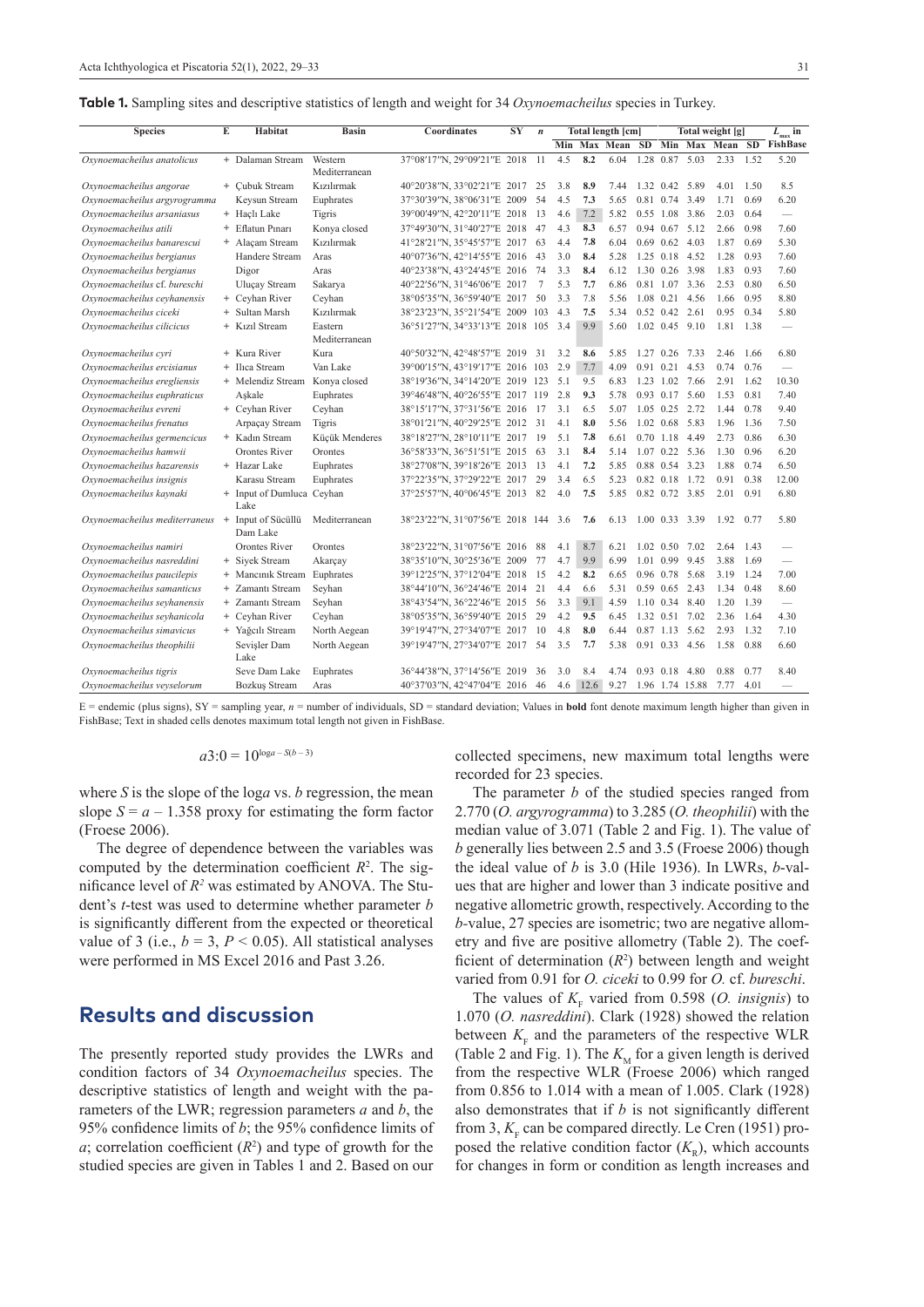**Table 1.** Sampling sites and descriptive statistics of length and weight for 34 *Oxynoemacheilus* species in Turkey.

| Species | E | Habitat | Basin | Coordinates | SY | $n$ | Total length [cm] | | | | Total weight [g] | | | | $L_{max}$ in FishBase |
|---|---|---|---|---|---|---|---|---|---|---|---|---|---|---|---|
| | | | | | | | Min | Max | Mean | SD | Min | Max | Mean | SD | |
| *Oxynoemacheilus anatolicus* | + | Dalaman Stream | Western Mediterranean | 37°08′17″N, 29°09′21″E | 2018 | 11 | 4.5 | **8.2** | 6.04 | 1.28 | 0.87 | 5.03 | 2.33 | 1.52 | 5.20 |
| *Oxynoemacheilus angorae* | + | Çubuk Stream | Kızılırmak | 40°20′38″N, 33°02′21″E | 2017 | 25 | 3.8 | **8.9** | 7.44 | 1.32 | 0.42 | 5.89 | 4.01 | 1.50 | 8.5 |
| *Oxynoemacheilus argyrogramma* | | Keysun Stream | Euphrates | 37°30′39″N, 38°06′31″E | 2009 | 54 | 4.5 | **7.3** | 5.65 | 0.81 | 0.74 | 3.49 | 1.71 | 0.69 | 6.20 |
| *Oxynoemacheilus arsaniasus* | + | Haçlı Lake | Tigris | 39°00′49″N, 42°20′11″E | 2018 | 13 | 4.6 | 7.2 | 5.82 | 0.55 | 1.08 | 3.86 | 2.03 | 0.64 | — |
| *Oxynoemacheilus atili* | + | Eflatun Pınarı | Konya closed | 37°49′30″N, 31°40′27″E | 2018 | 47 | 4.3 | **8.3** | 6.57 | 0.94 | 0.67 | 5.12 | 2.66 | 0.98 | 7.60 |
| *Oxynoemacheilus banarescui* | + | Alaçam Stream | Kızılırmak | 41°28′21″N, 35°45′57″E | 2017 | 63 | 4.4 | **7.8** | 6.04 | 0.69 | 0.62 | 4.03 | 1.87 | 0.69 | 5.30 |
| *Oxynoemacheilus bergianus* | | Handere Stream | Aras | 40°07′36″N, 42°14′55″E | 2016 | 43 | 3.0 | **8.4** | 5.28 | 1.25 | 0.18 | 4.52 | 1.28 | 0.93 | 7.60 |
| *Oxynoemacheilus bergianus* | | Digor | Aras | 40°23′38″N, 43°24′45″E | 2016 | 74 | 3.3 | **8.4** | 6.12 | 1.30 | 0.26 | 3.98 | 1.83 | 0.93 | 7.60 |
| *Oxynoemacheilus* cf. *bureschi* | | Uluçay Stream | Sakarya | 40°22′56″N, 31°46′06″E | 2017 | 7 | 5.3 | **7.7** | 6.86 | 0.81 | 1.07 | 3.36 | 2.53 | 0.80 | 6.50 |
| *Oxynoemacheilus ceyhanensis* | + | Ceyhan River | Ceyhan | 38°05′35″N, 36°59′40″E | 2017 | 50 | 3.3 | 7.8 | 5.56 | 1.08 | 0.21 | 4.56 | 1.66 | 0.95 | 8.80 |
| *Oxynoemacheilus ciceki* | + | Sultan Marsh | Kızılırmak | 38°23′23″N, 35°21′54″E | 2009 | 103 | 4.3 | **7.5** | 5.34 | 0.52 | 0.42 | 2.61 | 0.95 | 0.34 | 5.80 |
| *Oxynoemacheilus cilicicus* | + | Kızıl Stream | Eastern Mediterranean | 36°51′27″N, 34°33′13″E | 2018 | 105 | 3.4 | 9.9 | 5.60 | 1.02 | 0.45 | 9.10 | 1.81 | 1.38 | — |
| *Oxynoemacheilus cyri* | + | Kura River | Kura | 40°50′32″N, 42°48′57″E | 2019 | 31 | 3.2 | **8.6** | 5.85 | 1.27 | 0.26 | 7.33 | 2.46 | 1.66 | 6.80 |
| *Oxynoemacheilus ercisianus* | + | Ilıca Stream | Van Lake | 39°00′15″N, 43°19′17″E | 2016 | 103 | 2.9 | 7.7 | 4.09 | 0.91 | 0.21 | 4.53 | 0.74 | 0.76 | — |
| *Oxynoemacheilus eregliensis* | + | Melendiz Stream | Konya closed | 38°19′36″N, 34°14′20″E | 2019 | 123 | 5.1 | 9.5 | 6.83 | 1.23 | 1.02 | 7.66 | 2.91 | 1.62 | 10.30 |
| *Oxynoemacheilus euphraticus* | | Aşkale | Euphrates | 39°46′48″N, 40°26′55″E | 2017 | 119 | 2.8 | **9.3** | 5.78 | 0.93 | 0.17 | 5.60 | 1.53 | 0.81 | 7.40 |
| *Oxynoemacheilus evreni* | + | Ceyhan River | Ceyhan | 38°15′17″N, 37°31′56″E | 2016 | 17 | 3.1 | 6.5 | 5.07 | 1.05 | 0.25 | 2.72 | 1.44 | 0.78 | 9.40 |
| *Oxynoemacheilus frenatus* | | Arpaçay Stream | Tigris | 38°01′21″N, 40°29′25″E | 2012 | 31 | 4.1 | **8.0** | 5.56 | 1.02 | 0.68 | 5.83 | 1.96 | 1.36 | 7.50 |
| *Oxynoemacheilus germencicus* | + | Kadın Stream | Küçük Menderes | 38°18′27″N, 28°10′11″E | 2017 | 19 | 5.1 | **7.8** | 6.61 | 0.70 | 1.18 | 4.49 | 2.73 | 0.86 | 6.30 |
| *Oxynoemacheilus hamwii* | | Orontes River | Orontes | 36°58′33″N, 36°51′51″E | 2015 | 63 | 3.1 | **8.4** | 5.14 | 1.07 | 0.22 | 5.36 | 1.30 | 0.96 | 6.20 |
| *Oxynoemacheilus hazarensis* | + | Hazar Lake | Euphrates | 38°27′08″N, 39°18′26″E | 2013 | 13 | 4.1 | **7.2** | 5.85 | 0.88 | 0.54 | 3.23 | 1.88 | 0.74 | 6.50 |
| *Oxynoemacheilus insignis* | | Karasu Stream | Euphrates | 37°22′35″N, 37°29′22″E | 2017 | 29 | 3.4 | 6.5 | 5.23 | 0.82 | 0.18 | 1.72 | 0.91 | 0.38 | 12.00 |
| *Oxynoemacheilus kaynaki* | + | Input of Dumluca Lake | Ceyhan | 37°25′57″N, 40°06′45″E | 2013 | 82 | 4.0 | **7.5** | 5.85 | 0.82 | 0.72 | 3.85 | 2.01 | 0.91 | 6.80 |
| *Oxynoemacheilus mediterraneus* | + | Input of Sücüllü Dam Lake | Mediterranean | 38°23′22″N, 31°07′56″E | 2018 | 144 | 3.6 | **7.6** | 6.13 | 1.00 | 0.33 | 3.39 | 1.92 | 0.77 | 5.80 |
| *Oxynoemacheilus namiri* | | Orontes River | Orontes | 38°23′22″N, 31°07′56″E | 2016 | 88 | 4.1 | 8.7 | 6.21 | 1.02 | 0.50 | 7.02 | 2.64 | 1.43 | — |
| *Oxynoemacheilus nasreddini* | + | Siyek Stream | Akarçay | 38°35′10″N, 30°25′36″E | 2009 | 77 | 4.7 | 9.9 | 6.99 | 1.01 | 0.99 | 9.45 | 3.88 | 1.69 | — |
| *Oxynoemacheilus paucilepis* | + | Mancınık Stream | Euphrates | 39°12′25″N, 37°12′04″E | 2018 | 15 | 4.2 | **8.2** | 6.65 | 0.96 | 0.78 | 5.68 | 3.19 | 1.24 | 7.00 |
| *Oxynoemacheilus samanticus* | + | Zamantı Stream | Seyhan | 38°44′10″N, 36°24′46″E | 2014 | 21 | 4.4 | 6.6 | 5.31 | 0.59 | 0.65 | 2.43 | 1.34 | 0.48 | 8.60 |
| *Oxynoemacheilus seyhanensis* | + | Zamantı Stream | Seyhan | 38°43′54″N, 36°22′46″E | 2015 | 56 | 3.3 | 9.1 | 4.59 | 1.10 | 0.34 | 8.40 | 1.20 | 1.39 | — |
| *Oxynoemacheilus seyhanicola* | + | Ceyhan River | Ceyhan | 38°05′35″N, 36°59′40″E | 2015 | 29 | 4.2 | **9.5** | 6.45 | 1.32 | 0.51 | 7.02 | 2.36 | 1.64 | 4.30 |
| *Oxynoemacheilus simavicus* | + | Yağcılı Stream | North Aegean | 39°19′47″N, 27°34′07″E | 2017 | 10 | 4.8 | **8.0** | 6.44 | 0.87 | 1.13 | 5.62 | 2.93 | 1.32 | 7.10 |
| *Oxynoemacheilus theophilii* | | Sevişler Dam Lake | North Aegean | 39°19′47″N, 27°34′07″E | 2017 | 54 | 3.5 | **7.7** | 5.38 | 0.91 | 0.33 | 4.56 | 1.58 | 0.88 | 6.60 |
| *Oxynoemacheilus tigris* | | Seve Dam Lake | Euphrates | 36°44′38″N, 37°14′56″E | 2019 | 36 | 3.0 | 8.4 | 4.74 | 0.93 | 0.18 | 4.80 | 0.88 | 0.77 | 8.40 |
| *Oxynoemacheilus veyselorum* | | Bozkuş Stream | Aras | 40°37′03″N, 42°47′04″E | 2016 | 46 | 4.6 | 12.6 | 9.27 | 1.96 | 1.74 | 15.88 | 7.77 | 4.01 | — |

E = endemic (plus signs), SY = sampling year, $n$ = number of individuals, SD = standard deviation; Values in **bold** font denote maximum length higher than given in FishBase; Text in shaded cells denotes maximum total length not given in FishBase.

$$a3{:}0 = 10^{\log a - S(b-3)}$$

where $S$ is the slope of the log$a$ vs. $b$ regression, the mean slope $S = a - 1.358$ proxy for estimating the form factor (Froese 2006).

The degree of dependence between the variables was computed by the determination coefficient $R^2$. The significance level of $R^2$ was estimated by ANOVA. The Student's $t$-test was used to determine whether parameter $b$ is significantly different from the expected or theoretical value of 3 (i.e., $b = 3$, $P < 0.05$). All statistical analyses were performed in MS Excel 2016 and Past 3.26.

## Results and discussion

The presently reported study provides the LWRs and condition factors of 34 *Oxynoemacheilus* species. The descriptive statistics of length and weight with the parameters of the LWR; regression parameters $a$ and $b$, the 95% confidence limits of $b$; the 95% confidence limits of $a$; correlation coefficient ($R^2$) and type of growth for the studied species are given in Tables 1 and 2. Based on our collected specimens, new maximum total lengths were recorded for 23 species.

The parameter $b$ of the studied species ranged from 2.770 (*O. argyrogramma*) to 3.285 (*O. theophilii*) with the median value of 3.071 (Table 2 and Fig. 1). The value of $b$ generally lies between 2.5 and 3.5 (Froese 2006) though the ideal value of $b$ is 3.0 (Hile 1936). In LWRs, $b$-values that are higher and lower than 3 indicate positive and negative allometric growth, respectively. According to the $b$-value, 27 species are isometric; two are negative allometry and five are positive allometry (Table 2). The coefficient of determination ($R^2$) between length and weight varied from 0.91 for *O. ciceki* to 0.99 for *O.* cf. *bureschi*.

The values of $K_F$ varied from 0.598 (*O. insignis*) to 1.070 (*O. nasreddini*). Clark (1928) showed the relation between $K_F$ and the parameters of the respective WLR (Table 2 and Fig. 1). The $K_M$ for a given length is derived from the respective WLR (Froese 2006) which ranged from 0.856 to 1.014 with a mean of 1.005. Clark (1928) also demonstrates that if $b$ is not significantly different from 3, $K_F$ can be compared directly. Le Cren (1951) proposed the relative condition factor ($K_R$), which accounts for changes in form or condition as length increases and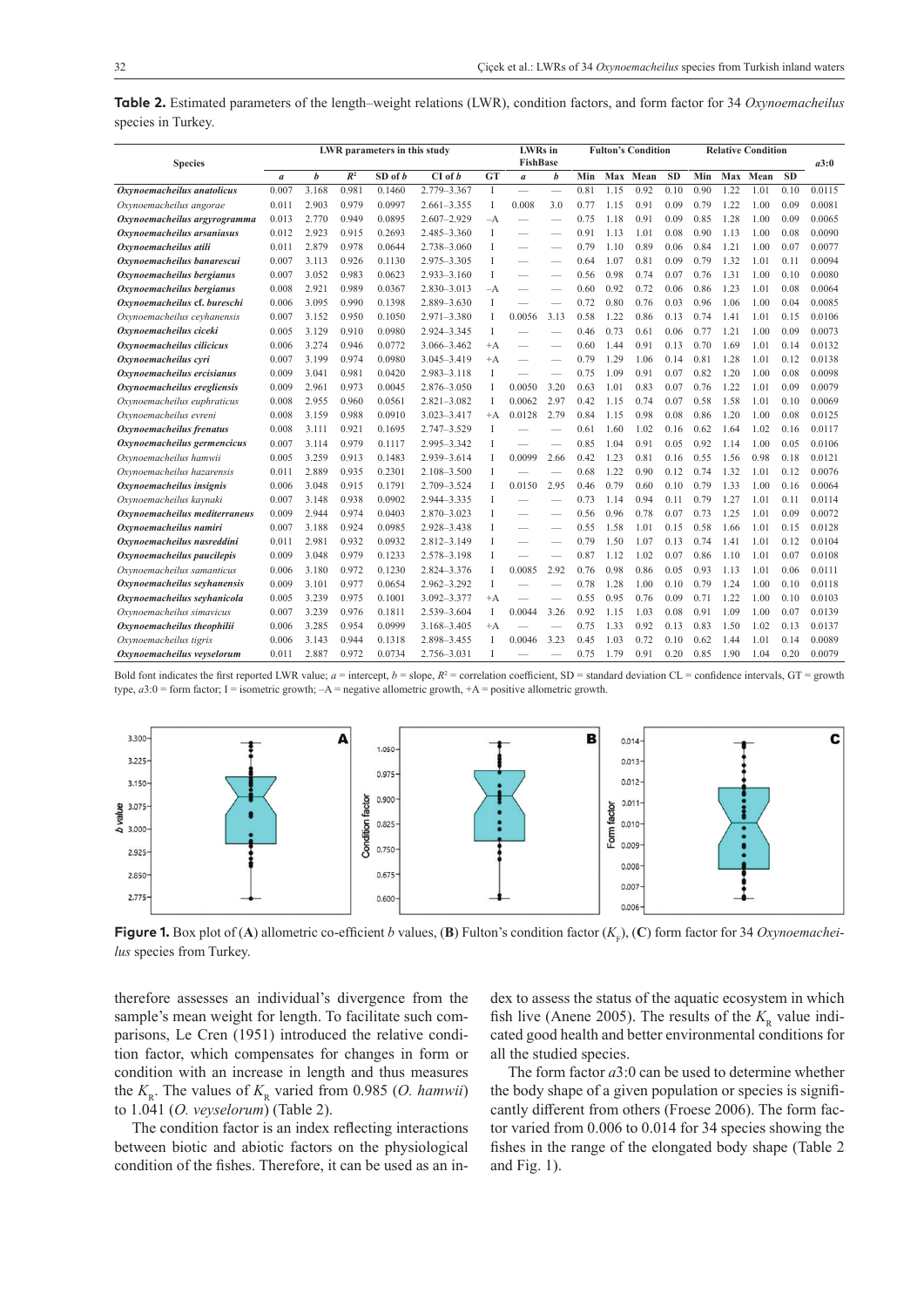**Table 2.** Estimated parameters of the length–weight relations (LWR), condition factors, and form factor for 34 *Oxynoemacheilus* species in Turkey.

| Species | LWR parameters in this study | | | | | | LWRs in FishBase | | Fulton's Condition | | | | Relative Condition | | | | *a*3:0 |
|---|---|---|---|---|---|---|---|---|---|---|---|---|---|---|---|---|---|
| | *a* | *b* | $R^2$ | SD of *b* | CI of *b* | GT | *a* | *b* | Min | Max | Mean | SD | Min | Max | Mean | SD | |
| ***Oxynoemacheilus anatolicus*** | 0.007 | 3.168 | 0.981 | 0.1460 | 2.779–3.367 | I | — | — | 0.81 | 1.15 | 0.92 | 0.10 | 0.90 | 1.22 | 1.01 | 0.10 | 0.0115 |
| *Oxynoemacheilus angorae* | 0.011 | 2.903 | 0.979 | 0.0997 | 2.661–3.355 | I | 0.008 | 3.0 | 0.77 | 1.15 | 0.91 | 0.09 | 0.79 | 1.22 | 1.00 | 0.09 | 0.0081 |
| ***Oxynoemacheilus argyrogramma*** | 0.013 | 2.770 | 0.949 | 0.0895 | 2.607–2.929 | –A | — | — | 0.75 | 1.18 | 0.91 | 0.09 | 0.85 | 1.28 | 1.00 | 0.09 | 0.0065 |
| ***Oxynoemacheilus arsaniasus*** | 0.012 | 2.923 | 0.915 | 0.2693 | 2.485–3.360 | I | — | — | 0.91 | 1.13 | 1.01 | 0.08 | 0.90 | 1.13 | 1.00 | 0.08 | 0.0090 |
| ***Oxynoemacheilus atili*** | 0.011 | 2.879 | 0.978 | 0.0644 | 2.738–3.060 | I | — | — | 0.79 | 1.10 | 0.89 | 0.06 | 0.84 | 1.21 | 1.00 | 0.07 | 0.0077 |
| ***Oxynoemacheilus banarescui*** | 0.007 | 3.113 | 0.926 | 0.1130 | 2.975–3.305 | I | — | — | 0.64 | 1.07 | 0.81 | 0.09 | 0.79 | 1.32 | 1.01 | 0.11 | 0.0094 |
| ***Oxynoemacheilus bergianus*** | 0.007 | 3.052 | 0.983 | 0.0623 | 2.933–3.160 | I | — | — | 0.56 | 0.98 | 0.74 | 0.07 | 0.76 | 1.31 | 1.00 | 0.10 | 0.0080 |
| ***Oxynoemacheilus bergianus*** | 0.008 | 2.921 | 0.989 | 0.0367 | 2.830–3.013 | –A | — | — | 0.60 | 0.92 | 0.72 | 0.06 | 0.86 | 1.23 | 1.01 | 0.08 | 0.0064 |
| ***Oxynoemacheilus* cf. *bureschi*** | 0.006 | 3.095 | 0.990 | 0.1398 | 2.889–3.630 | I | — | — | 0.72 | 0.80 | 0.76 | 0.03 | 0.96 | 1.06 | 1.00 | 0.04 | 0.0085 |
| *Oxynoemacheilus ceyhanensis* | 0.007 | 3.152 | 0.950 | 0.1050 | 2.971–3.380 | I | 0.0056 | 3.13 | 0.58 | 1.22 | 0.86 | 0.13 | 0.74 | 1.41 | 1.01 | 0.15 | 0.0106 |
| ***Oxynoemacheilus ciceki*** | 0.005 | 3.129 | 0.910 | 0.0980 | 2.924–3.345 | I | — | — | 0.46 | 0.73 | 0.61 | 0.06 | 0.77 | 1.21 | 1.00 | 0.09 | 0.0073 |
| ***Oxynoemacheilus cilicicus*** | 0.006 | 3.274 | 0.946 | 0.0772 | 3.066–3.462 | +A | — | — | 0.60 | 1.44 | 0.91 | 0.13 | 0.70 | 1.69 | 1.01 | 0.14 | 0.0132 |
| ***Oxynoemacheilus cyri*** | 0.007 | 3.199 | 0.974 | 0.0980 | 3.045–3.419 | +A | — | — | 0.79 | 1.29 | 1.06 | 0.14 | 0.81 | 1.28 | 1.01 | 0.12 | 0.0138 |
| ***Oxynoemacheilus ercisianus*** | 0.009 | 3.041 | 0.981 | 0.0420 | 2.983–3.118 | I | — | — | 0.75 | 1.09 | 0.91 | 0.07 | 0.82 | 1.20 | 1.00 | 0.08 | 0.0098 |
| ***Oxynoemacheilus eregliensis*** | 0.009 | 2.961 | 0.973 | 0.0045 | 2.876–3.050 | I | 0.0050 | 3.20 | 0.63 | 1.01 | 0.83 | 0.07 | 0.76 | 1.22 | 1.01 | 0.09 | 0.0079 |
| *Oxynoemacheilus euphraticus* | 0.008 | 2.955 | 0.960 | 0.0561 | 2.821–3.082 | I | 0.0062 | 2.97 | 0.42 | 1.15 | 0.74 | 0.07 | 0.58 | 1.58 | 1.01 | 0.10 | 0.0069 |
| *Oxynoemacheilus evreni* | 0.008 | 3.159 | 0.988 | 0.0910 | 3.023–3.417 | +A | 0.0128 | 2.79 | 0.84 | 1.15 | 0.98 | 0.08 | 0.86 | 1.20 | 1.00 | 0.08 | 0.0125 |
| ***Oxynoemacheilus frenatus*** | 0.008 | 3.111 | 0.921 | 0.1695 | 2.747–3.529 | I | — | — | 0.61 | 1.60 | 1.02 | 0.16 | 0.62 | 1.64 | 1.02 | 0.16 | 0.0117 |
| ***Oxynoemacheilus germencicus*** | 0.007 | 3.114 | 0.979 | 0.1117 | 2.995–3.342 | I | — | — | 0.85 | 1.04 | 0.91 | 0.05 | 0.92 | 1.14 | 1.00 | 0.05 | 0.0106 |
| *Oxynoemacheilus hamwii* | 0.005 | 3.259 | 0.913 | 0.1483 | 2.939–3.614 | I | 0.0099 | 2.66 | 0.42 | 1.23 | 0.81 | 0.16 | 0.55 | 1.56 | 0.98 | 0.18 | 0.0121 |
| *Oxynoemacheilus hazarensis* | 0.011 | 2.889 | 0.935 | 0.2301 | 2.108–3.500 | I | — | — | 0.68 | 1.22 | 0.90 | 0.12 | 0.74 | 1.32 | 1.01 | 0.12 | 0.0076 |
| ***Oxynoemacheilus insignis*** | 0.006 | 3.048 | 0.915 | 0.1791 | 2.709–3.524 | I | 0.0150 | 2.95 | 0.46 | 0.79 | 0.60 | 0.10 | 0.79 | 1.33 | 1.00 | 0.16 | 0.0064 |
| *Oxynoemacheilus kaynaki* | 0.007 | 3.148 | 0.938 | 0.0902 | 2.944–3.335 | I | — | — | 0.73 | 1.14 | 0.94 | 0.11 | 0.79 | 1.27 | 1.01 | 0.11 | 0.0114 |
| ***Oxynoemacheilus mediterraneus*** | 0.009 | 2.944 | 0.974 | 0.0403 | 2.870–3.023 | I | — | — | 0.56 | 0.96 | 0.78 | 0.07 | 0.73 | 1.25 | 1.01 | 0.09 | 0.0072 |
| ***Oxynoemacheilus namiri*** | 0.007 | 3.188 | 0.924 | 0.0985 | 2.928–3.438 | I | — | — | 0.55 | 1.58 | 1.01 | 0.15 | 0.58 | 1.66 | 1.01 | 0.15 | 0.0128 |
| ***Oxynoemacheilus nasreddini*** | 0.011 | 2.981 | 0.932 | 0.0932 | 2.812–3.149 | I | — | — | 0.79 | 1.50 | 1.07 | 0.13 | 0.74 | 1.41 | 1.01 | 0.12 | 0.0104 |
| ***Oxynoemacheilus paucilepis*** | 0.009 | 3.048 | 0.979 | 0.1233 | 2.578–3.198 | I | — | — | 0.87 | 1.12 | 1.02 | 0.07 | 0.86 | 1.10 | 1.01 | 0.07 | 0.0108 |
| *Oxynoemacheilus samanticus* | 0.006 | 3.180 | 0.972 | 0.1230 | 2.824–3.376 | I | 0.0085 | 2.92 | 0.76 | 0.98 | 0.86 | 0.05 | 0.93 | 1.13 | 1.01 | 0.06 | 0.0111 |
| ***Oxynoemacheilus seyhanensis*** | 0.009 | 3.101 | 0.977 | 0.0654 | 2.962–3.292 | I | — | — | 0.78 | 1.28 | 1.00 | 0.10 | 0.79 | 1.24 | 1.00 | 0.10 | 0.0118 |
| ***Oxynoemacheilus seyhanicola*** | 0.005 | 3.239 | 0.975 | 0.1001 | 3.092–3.377 | +A | — | — | 0.55 | 0.95 | 0.76 | 0.09 | 0.71 | 1.22 | 1.00 | 0.10 | 0.0103 |
| *Oxynoemacheilus simavicus* | 0.007 | 3.239 | 0.976 | 0.1811 | 2.539–3.604 | I | 0.0044 | 3.26 | 0.92 | 1.15 | 1.03 | 0.08 | 0.91 | 1.09 | 1.00 | 0.07 | 0.0139 |
| ***Oxynoemacheilus theophilii*** | 0.006 | 3.285 | 0.954 | 0.0999 | 3.168–3.405 | +A | — | — | 0.75 | 1.33 | 0.92 | 0.13 | 0.83 | 1.50 | 1.02 | 0.13 | 0.0137 |
| *Oxynoemacheilus tigris* | 0.006 | 3.143 | 0.944 | 0.1318 | 2.898–3.455 | I | 0.0046 | 3.23 | 0.45 | 1.03 | 0.72 | 0.10 | 0.62 | 1.44 | 1.01 | 0.14 | 0.0089 |
| ***Oxynoemacheilus veyselorum*** | 0.011 | 2.887 | 0.972 | 0.0734 | 2.756–3.031 | I | — | — | 0.75 | 1.79 | 0.91 | 0.20 | 0.85 | 1.90 | 1.04 | 0.20 | 0.0079 |

Bold font indicates the first reported LWR value; *a* = intercept, *b* = slope, $R^2$ = correlation coefficient, SD = standard deviation CL = confidence intervals, GT = growth type, *a*3:0 = form factor; I = isometric growth; –A = negative allometric growth, +A = positive allometric growth.

**Figure 1.** Box plot of (**A**) allometric co-efficient *b* values, (**B**) Fulton's condition factor ($K_F$), (**C**) form factor for 34 *Oxynoemacheilus* species from Turkey.

therefore assesses an individual's divergence from the sample's mean weight for length. To facilitate such comparisons, Le Cren (1951) introduced the relative condition factor, which compensates for changes in form or condition with an increase in length and thus measures the $K_R$. The values of $K_R$ varied from 0.985 (*O. hamwii*) to 1.041 (*O. veyselorum*) (Table 2).

The condition factor is an index reflecting interactions between biotic and abiotic factors on the physiological condition of the fishes. Therefore, it can be used as an index to assess the status of the aquatic ecosystem in which fish live (Anene 2005). The results of the $K_R$ value indicated good health and better environmental conditions for all the studied species.

The form factor *a*3:0 can be used to determine whether the body shape of a given population or species is significantly different from others (Froese 2006). The form factor varied from 0.006 to 0.014 for 34 species showing the fishes in the range of the elongated body shape (Table 2 and Fig. 1).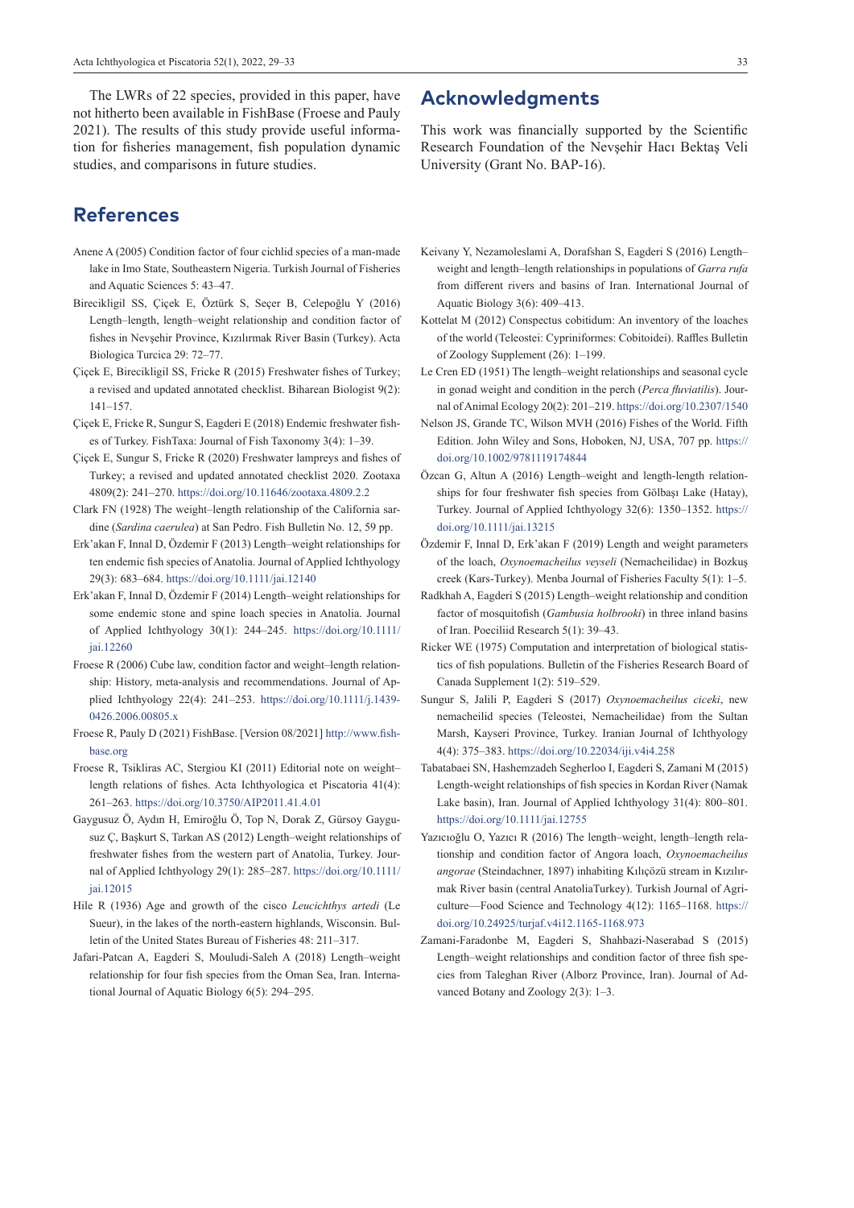The LWRs of 22 species, provided in this paper, have not hitherto been available in FishBase (Froese and Pauly 2021). The results of this study provide useful information for fisheries management, fish population dynamic studies, and comparisons in future studies.

## Acknowledgments

This work was financially supported by the Scientific Research Foundation of the Nevşehir Hacı Bektaş Veli University (Grant No. BAP-16).

## References

Anene A (2005) Condition factor of four cichlid species of a man-made lake in Imo State, Southeastern Nigeria. Turkish Journal of Fisheries and Aquatic Sciences 5: 43–47.

Birecikligil SS, Çiçek E, Öztürk S, Seçer B, Celepoğlu Y (2016) Length–length, length–weight relationship and condition factor of fishes in Nevşehir Province, Kızılırmak River Basin (Turkey). Acta Biologica Turcica 29: 72–77.

Çiçek E, Birecikligil SS, Fricke R (2015) Freshwater fishes of Turkey; a revised and updated annotated checklist. Biharean Biologist 9(2): 141–157.

Çiçek E, Fricke R, Sungur S, Eagderi E (2018) Endemic freshwater fishes of Turkey. FishTaxa: Journal of Fish Taxonomy 3(4): 1–39.

Çiçek E, Sungur S, Fricke R (2020) Freshwater lampreys and fishes of Turkey; a revised and updated annotated checklist 2020. Zootaxa 4809(2): 241–270. https://doi.org/10.11646/zootaxa.4809.2.2

Clark FN (1928) The weight–length relationship of the California sardine (*Sardina caerulea*) at San Pedro. Fish Bulletin No. 12, 59 pp.

Erk'akan F, Innal D, Özdemir F (2013) Length–weight relationships for ten endemic fish species of Anatolia. Journal of Applied Ichthyology 29(3): 683–684. https://doi.org/10.1111/jai.12140

Erk'akan F, Innal D, Özdemir F (2014) Length–weight relationships for some endemic stone and spine loach species in Anatolia. Journal of Applied Ichthyology 30(1): 244–245. https://doi.org/10.1111/jai.12260

Froese R (2006) Cube law, condition factor and weight–length relationship: History, meta-analysis and recommendations. Journal of Applied Ichthyology 22(4): 241–253. https://doi.org/10.1111/j.1439-0426.2006.00805.x

Froese R, Pauly D (2021) FishBase. [Version 08/2021] http://www.fishbase.org

Froese R, Tsikliras AC, Stergiou KI (2011) Editorial note on weight–length relations of fishes. Acta Ichthyologica et Piscatoria 41(4): 261–263. https://doi.org/10.3750/AIP2011.41.4.01

Gaygusuz Ö, Aydın H, Emiroğlu Ö, Top N, Dorak Z, Gürsoy Gaygusuz Ç, Başkurt S, Tarkan AS (2012) Length–weight relationships of freshwater fishes from the western part of Anatolia, Turkey. Journal of Applied Ichthyology 29(1): 285–287. https://doi.org/10.1111/jai.12015

Hile R (1936) Age and growth of the cisco *Leucichthys artedi* (Le Sueur), in the lakes of the north-eastern highlands, Wisconsin. Bulletin of the United States Bureau of Fisheries 48: 211–317.

Jafari-Patcan A, Eagderi S, Mouludi-Saleh A (2018) Length–weight relationship for four fish species from the Oman Sea, Iran. International Journal of Aquatic Biology 6(5): 294–295.

Keivany Y, Nezamoleslami A, Dorafshan S, Eagderi S (2016) Length–weight and length–length relationships in populations of *Garra rufa* from different rivers and basins of Iran. International Journal of Aquatic Biology 3(6): 409–413.

Kottelat M (2012) Conspectus cobitidum: An inventory of the loaches of the world (Teleostei: Cypriniformes: Cobitoidei). Raffles Bulletin of Zoology Supplement (26): 1–199.

Le Cren ED (1951) The length–weight relationships and seasonal cycle in gonad weight and condition in the perch (*Perca fluviatilis*). Journal of Animal Ecology 20(2): 201–219. https://doi.org/10.2307/1540

Nelson JS, Grande TC, Wilson MVH (2016) Fishes of the World. Fifth Edition. John Wiley and Sons, Hoboken, NJ, USA, 707 pp. https://doi.org/10.1002/9781119174844

Özcan G, Altun A (2016) Length–weight and length-length relationships for four freshwater fish species from Gölbaşı Lake (Hatay), Turkey. Journal of Applied Ichthyology 32(6): 1350–1352. https://doi.org/10.1111/jai.13215

Özdemir F, Innal D, Erk'akan F (2019) Length and weight parameters of the loach, *Oxynoemacheilus veyseli* (Nemacheilidae) in Bozkuş creek (Kars-Turkey). Menba Journal of Fisheries Faculty 5(1): 1–5.

Radkhah A, Eagderi S (2015) Length–weight relationship and condition factor of mosquitofish (*Gambusia holbrooki*) in three inland basins of Iran. Poeciliid Research 5(1): 39–43.

Ricker WE (1975) Computation and interpretation of biological statistics of fish populations. Bulletin of the Fisheries Research Board of Canada Supplement 1(2): 519–529.

Sungur S, Jalili P, Eagderi S (2017) *Oxynoemacheilus ciceki*, new nemacheilid species (Teleostei, Nemacheilidae) from the Sultan Marsh, Kayseri Province, Turkey. Iranian Journal of Ichthyology 4(4): 375–383. https://doi.org/10.22034/iji.v4i4.258

Tabatabaei SN, Hashemzadeh Segherloo I, Eagderi S, Zamani M (2015) Length-weight relationships of fish species in Kordan River (Namak Lake basin), Iran. Journal of Applied Ichthyology 31(4): 800–801. https://doi.org/10.1111/jai.12755

Yazıcıoğlu O, Yazıcı R (2016) The length–weight, length–length relationship and condition factor of Angora loach, *Oxynoemacheilus angorae* (Steindachner, 1897) inhabiting Kılıçözü stream in Kızılırmak River basin (central AnatoliaTurkey). Turkish Journal of Agriculture—Food Science and Technology 4(12): 1165–1168. https://doi.org/10.24925/turjaf.v4i12.1165-1168.973

Zamani-Faradonbe M, Eagderi S, Shahbazi-Naserabad S (2015) Length–weight relationships and condition factor of three fish species from Taleghan River (Alborz Province, Iran). Journal of Advanced Botany and Zoology 2(3): 1–3.